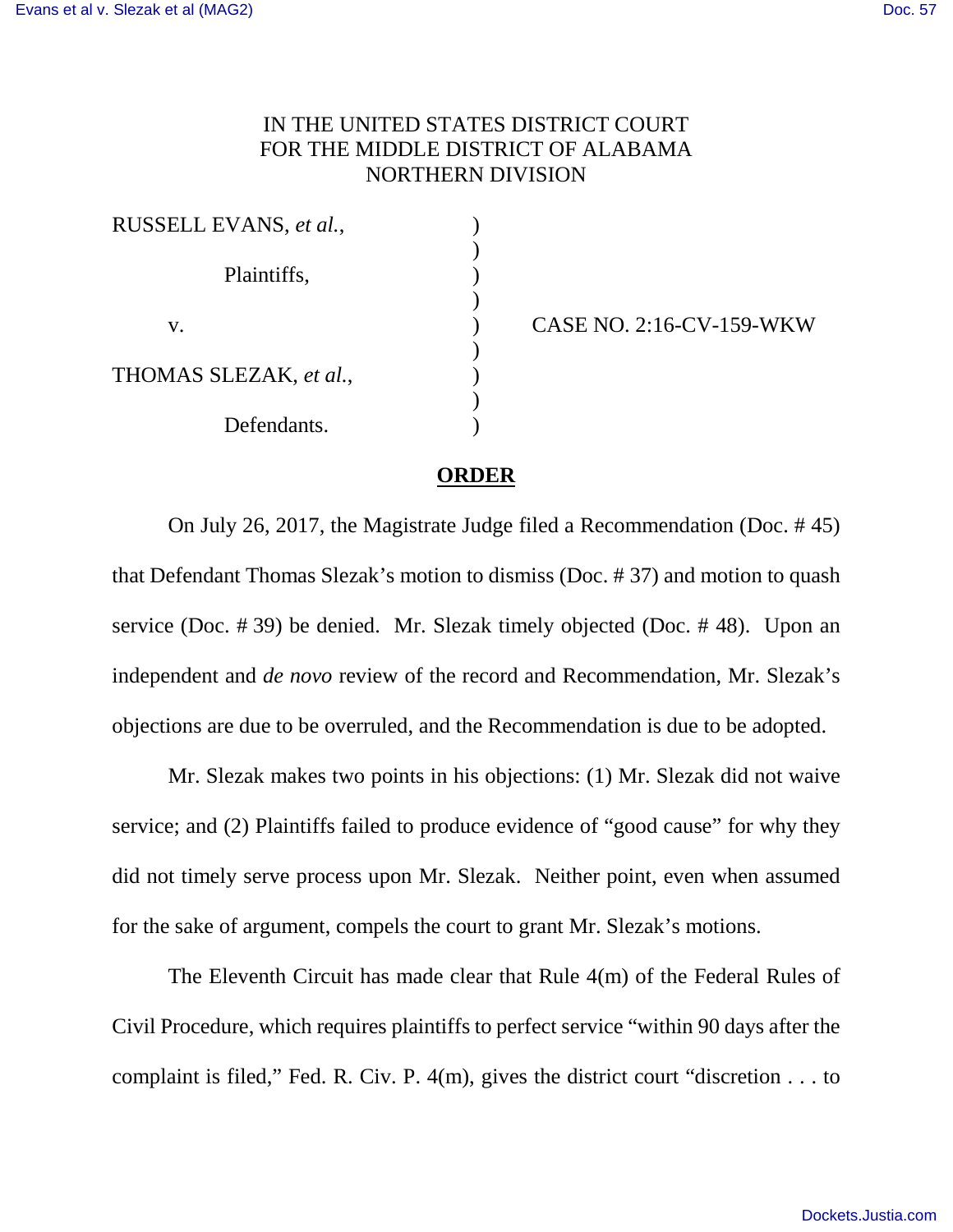IN THE UNITED STATES DISTRICT COURT
FOR THE MIDDLE DISTRICT OF ALABAMA
NORTHERN DIVISION

| | | |
|---|---|---|
| RUSSELL EVANS, *et al.*, | ) | |
| | ) | |
| Plaintiffs, | ) | |
| | ) | |
| v. | ) | CASE NO. 2:16-CV-159-WKW |
| | ) | |
| THOMAS SLEZAK, *et al.*, | ) | |
| | ) | |
| Defendants. | ) | |

## **ORDER**

On July 26, 2017, the Magistrate Judge filed a Recommendation (Doc. # 45) that Defendant Thomas Slezak's motion to dismiss (Doc. # 37) and motion to quash service (Doc. # 39) be denied. Mr. Slezak timely objected (Doc. # 48). Upon an independent and *de novo* review of the record and Recommendation, Mr. Slezak's objections are due to be overruled, and the Recommendation is due to be adopted.

Mr. Slezak makes two points in his objections: (1) Mr. Slezak did not waive service; and (2) Plaintiffs failed to produce evidence of "good cause" for why they did not timely serve process upon Mr. Slezak. Neither point, even when assumed for the sake of argument, compels the court to grant Mr. Slezak's motions.

The Eleventh Circuit has made clear that Rule 4(m) of the Federal Rules of Civil Procedure, which requires plaintiffs to perfect service "within 90 days after the complaint is filed," Fed. R. Civ. P. 4(m), gives the district court "discretion . . . to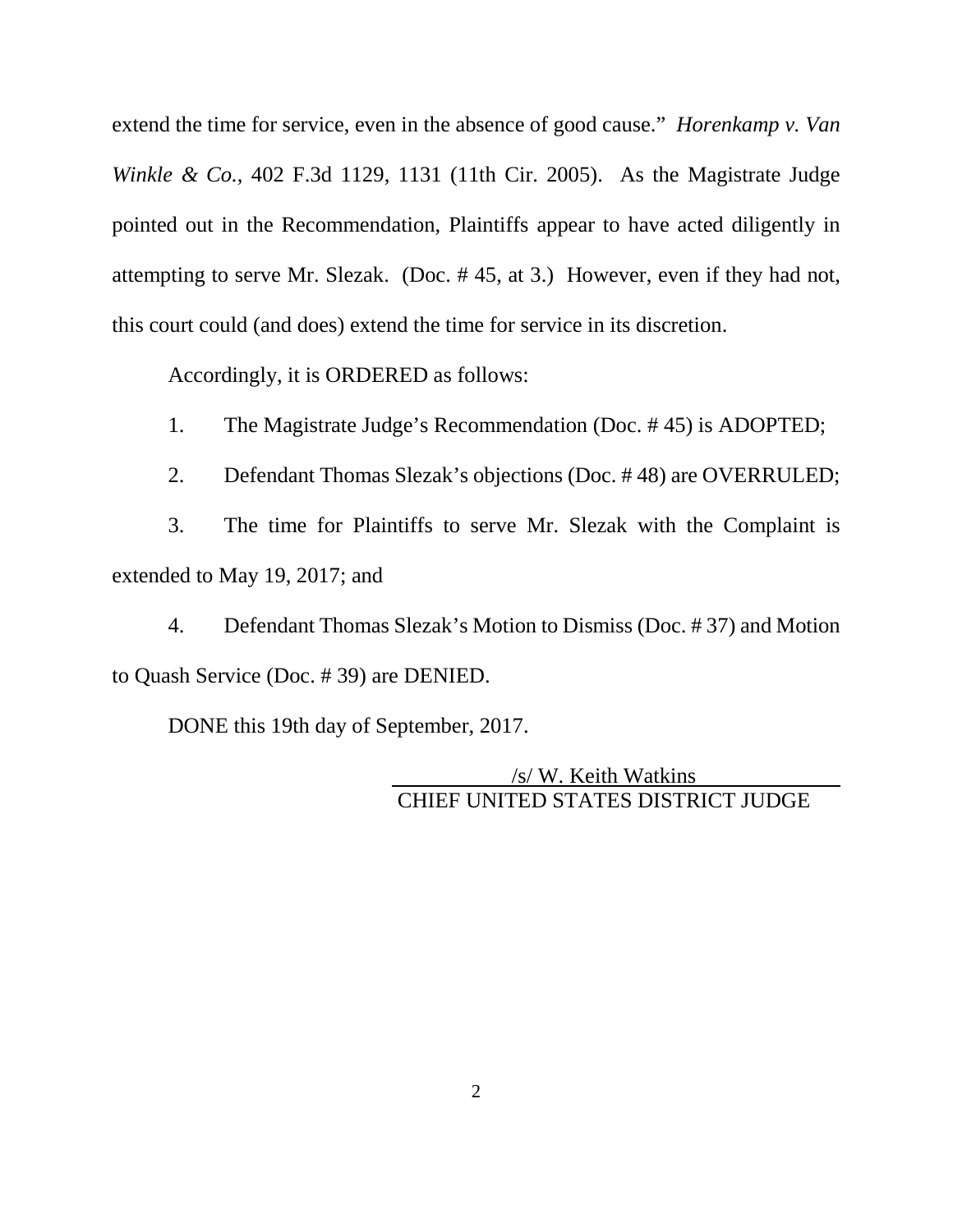extend the time for service, even in the absence of good cause." *Horenkamp v. Van Winkle & Co.*, 402 F.3d 1129, 1131 (11th Cir. 2005). As the Magistrate Judge pointed out in the Recommendation, Plaintiffs appear to have acted diligently in attempting to serve Mr. Slezak. (Doc. # 45, at 3.) However, even if they had not, this court could (and does) extend the time for service in its discretion.

Accordingly, it is ORDERED as follows:

1. The Magistrate Judge's Recommendation (Doc. # 45) is ADOPTED;

2. Defendant Thomas Slezak's objections (Doc. # 48) are OVERRULED;

3. The time for Plaintiffs to serve Mr. Slezak with the Complaint is extended to May 19, 2017; and

4. Defendant Thomas Slezak's Motion to Dismiss (Doc. # 37) and Motion to Quash Service (Doc. # 39) are DENIED.

DONE this 19th day of September, 2017.

/s/ W. Keith Watkins
CHIEF UNITED STATES DISTRICT JUDGE